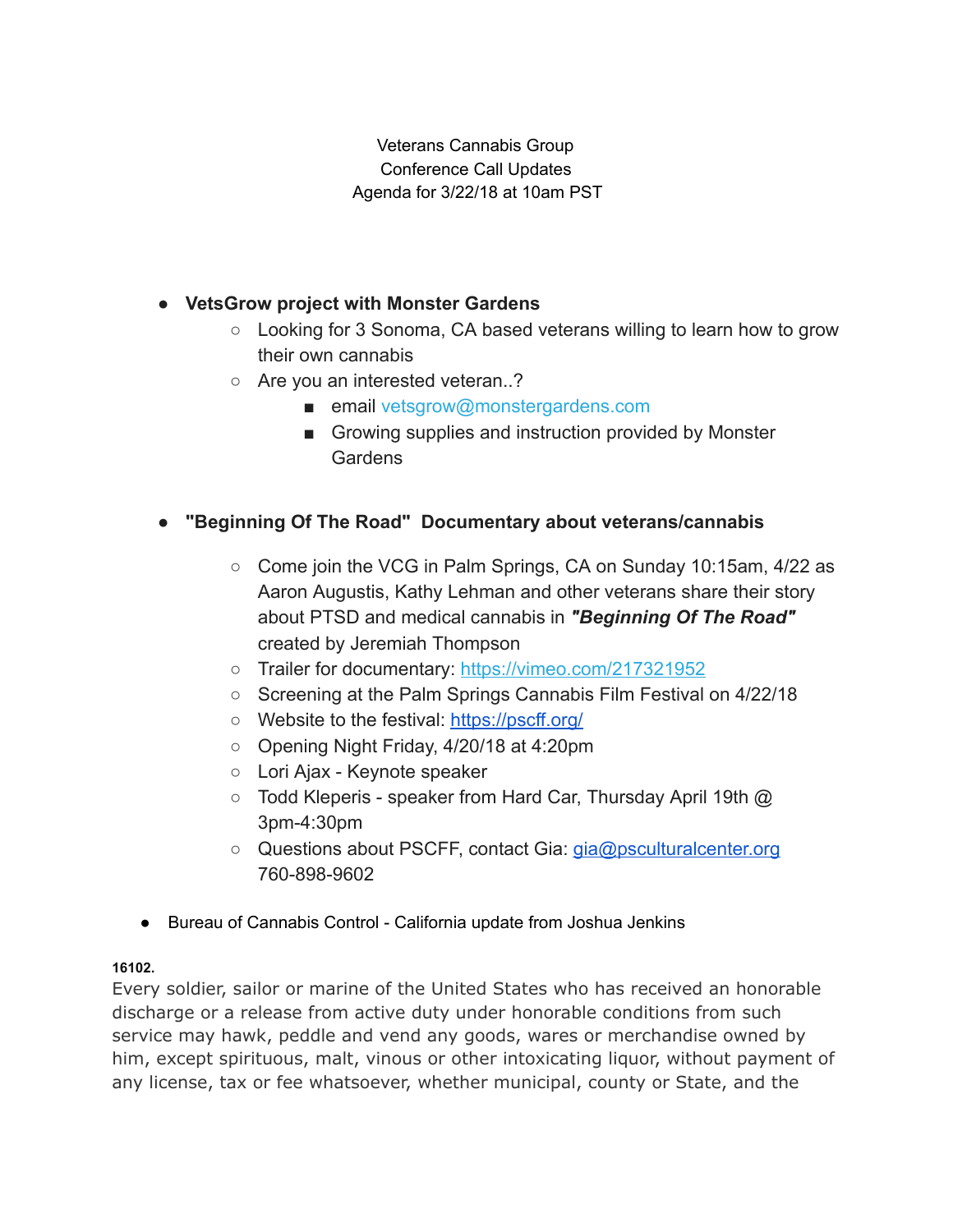Veterans Cannabis Group
Conference Call Updates
Agenda for 3/22/18 at 10am PST

- **VetsGrow project with Monster Gardens**
  - Looking for 3 Sonoma, CA based veterans willing to learn how to grow their own cannabis
  - Are you an interested veteran..?
    - email vetsgrow@monstergardens.com
    - Growing supplies and instruction provided by Monster Gardens

- **"Beginning Of The Road" Documentary about veterans/cannabis**
  - Come join the VCG in Palm Springs, CA on Sunday 10:15am, 4/22 as Aaron Augustis, Kathy Lehman and other veterans share their story about PTSD and medical cannabis in ***"Beginning Of The Road"*** created by Jeremiah Thompson
  - Trailer for documentary: [https://vimeo.com/217321952](https://vimeo.com/217321952)
  - Screening at the Palm Springs Cannabis Film Festival on 4/22/18
  - Website to the festival: [https://pscff.org/](https://pscff.org/)
  - Opening Night Friday, 4/20/18 at 4:20pm
  - Lori Ajax - Keynote speaker
  - Todd Kleperis - speaker from Hard Car, Thursday April 19th @ 3pm-4:30pm
  - Questions about PSCFF, contact Gia: [gia@psculturalcenter.org](mailto:gia@psculturalcenter.org) 760-898-9602

- Bureau of Cannabis Control - California update from Joshua Jenkins

**16102.**

Every soldier, sailor or marine of the United States who has received an honorable discharge or a release from active duty under honorable conditions from such service may hawk, peddle and vend any goods, wares or merchandise owned by him, except spirituous, malt, vinous or other intoxicating liquor, without payment of any license, tax or fee whatsoever, whether municipal, county or State, and the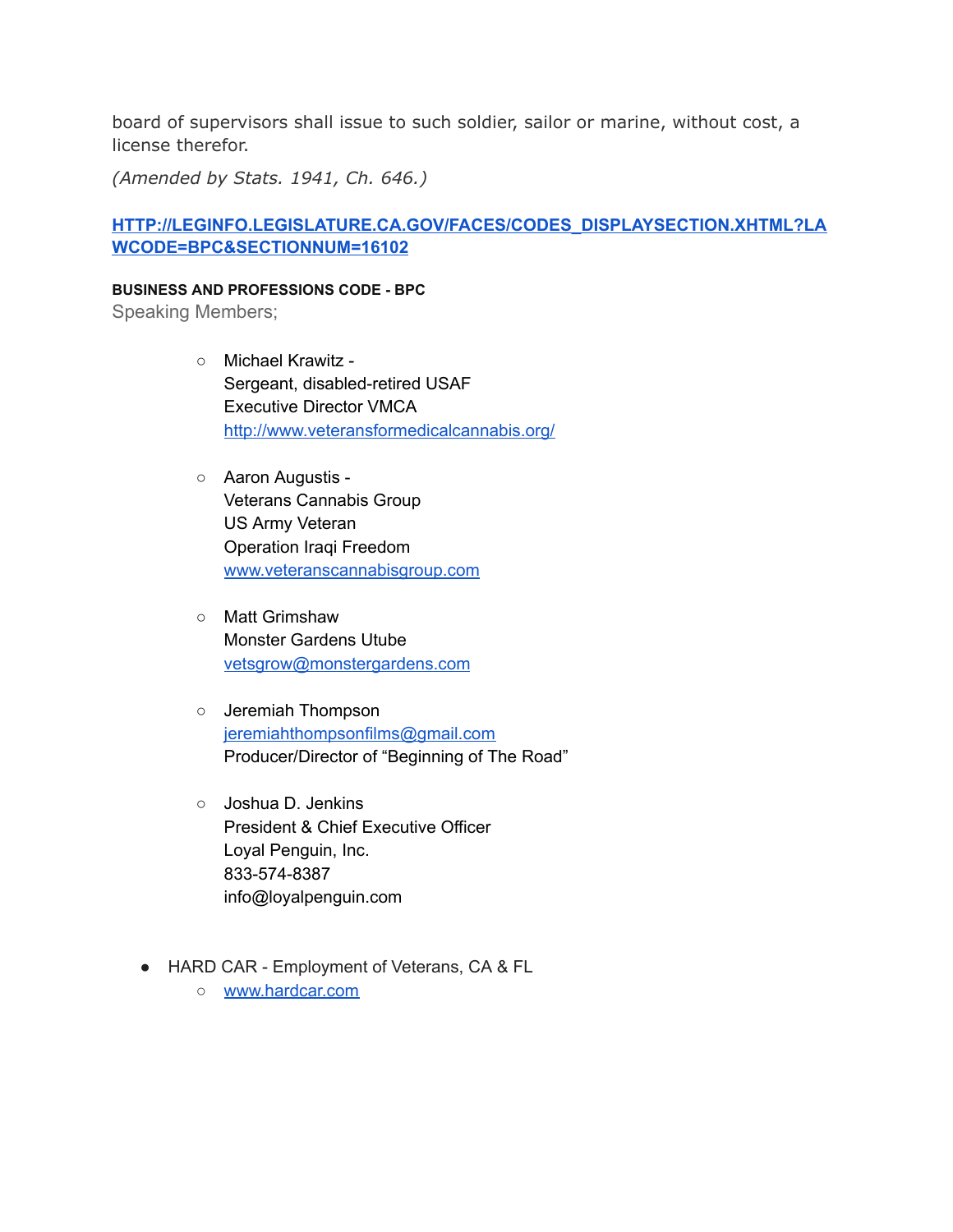board of supervisors shall issue to such soldier, sailor or marine, without cost, a license therefor.

*(Amended by Stats. 1941, Ch. 646.)*

**[HTTP://LEGINFO.LEGISLATURE.CA.GOV/FACES/CODES_DISPLAYSECTION.XHTML?LAWCODE=BPC&SECTIONNUM=16102](HTTP://LEGINFO.LEGISLATURE.CA.GOV/FACES/CODES_DISPLAYSECTION.XHTML?LAWCODE=BPC&SECTIONNUM=16102)**

**BUSINESS AND PROFESSIONS CODE - BPC**

Speaking Members;

- Michael Krawitz -
  Sergeant, disabled-retired USAF
  Executive Director VMCA
  [http://www.veteransformedicalcannabis.org/](http://www.veteransformedicalcannabis.org/)

- Aaron Augustis -
  Veterans Cannabis Group
  US Army Veteran
  Operation Iraqi Freedom
  [www.veteranscannabisgroup.com](http://www.veteranscannabisgroup.com)

- Matt Grimshaw
  Monster Gardens Utube
  [vetsgrow@monstergardens.com](mailto:vetsgrow@monstergardens.com)

- Jeremiah Thompson
  [jeremiahthompsonfilms@gmail.com](mailto:jeremiahthompsonfilms@gmail.com)
  Producer/Director of "Beginning of The Road"

- Joshua D. Jenkins
  President & Chief Executive Officer
  Loyal Penguin, Inc.
  833-574-8387
  info@loyalpenguin.com

- HARD CAR - Employment of Veterans, CA & FL
  - [www.hardcar.com](http://www.hardcar.com)